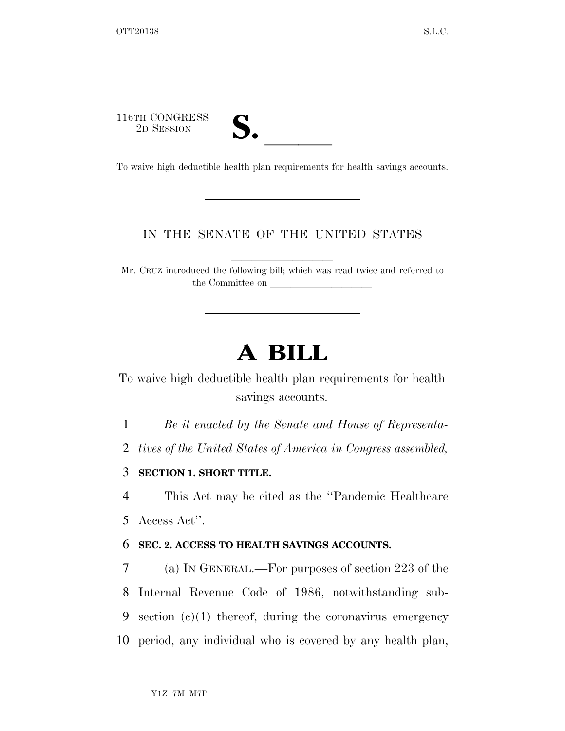116TH CONGRESS
2D SESSION

**S. \_\_\_\_\_\_**

To waive high deductible health plan requirements for health savings accounts.

IN THE SENATE OF THE UNITED STATES

Mr. CRUZ introduced the following bill; which was read twice and referred to the Committee on \_\_\_\_\_\_\_\_\_\_\_\_\_\_\_\_\_\_\_\_

# A BILL

To waive high deductible health plan requirements for health savings accounts.

*Be it enacted by the Senate and House of Representatives of the United States of America in Congress assembled,*

**SECTION 1. SHORT TITLE.**

This Act may be cited as the ''Pandemic Healthcare Access Act''.

**SEC. 2. ACCESS TO HEALTH SAVINGS ACCOUNTS.**

(a) IN GENERAL.—For purposes of section 223 of the Internal Revenue Code of 1986, notwithstanding subsection (c)(1) thereof, during the coronavirus emergency period, any individual who is covered by any health plan,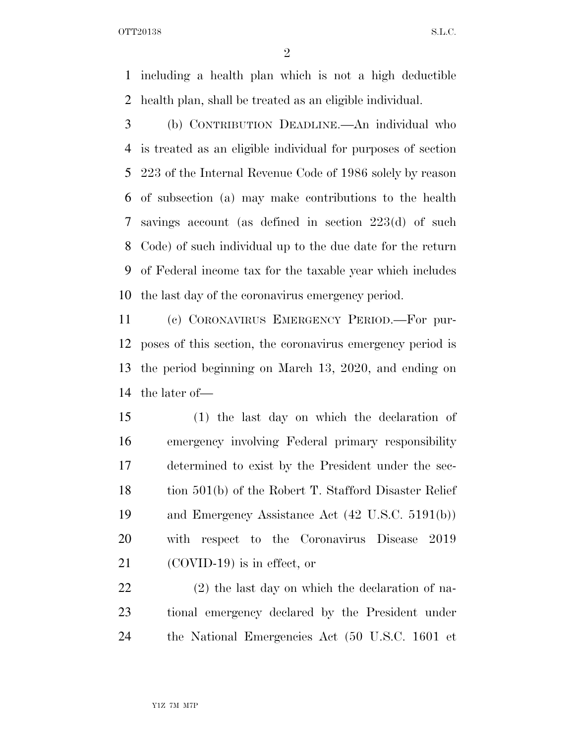including a health plan which is not a high deductible health plan, shall be treated as an eligible individual.

(b) CONTRIBUTION DEADLINE.—An individual who is treated as an eligible individual for purposes of section 223 of the Internal Revenue Code of 1986 solely by reason of subsection (a) may make contributions to the health savings account (as defined in section 223(d) of such Code) of such individual up to the due date for the return of Federal income tax for the taxable year which includes the last day of the coronavirus emergency period.

(c) CORONAVIRUS EMERGENCY PERIOD.—For purposes of this section, the coronavirus emergency period is the period beginning on March 13, 2020, and ending on the later of—

(1) the last day on which the declaration of emergency involving Federal primary responsibility determined to exist by the President under the section 501(b) of the Robert T. Stafford Disaster Relief and Emergency Assistance Act (42 U.S.C. 5191(b)) with respect to the Coronavirus Disease 2019 (COVID-19) is in effect, or

(2) the last day on which the declaration of national emergency declared by the President under the National Emergencies Act (50 U.S.C. 1601 et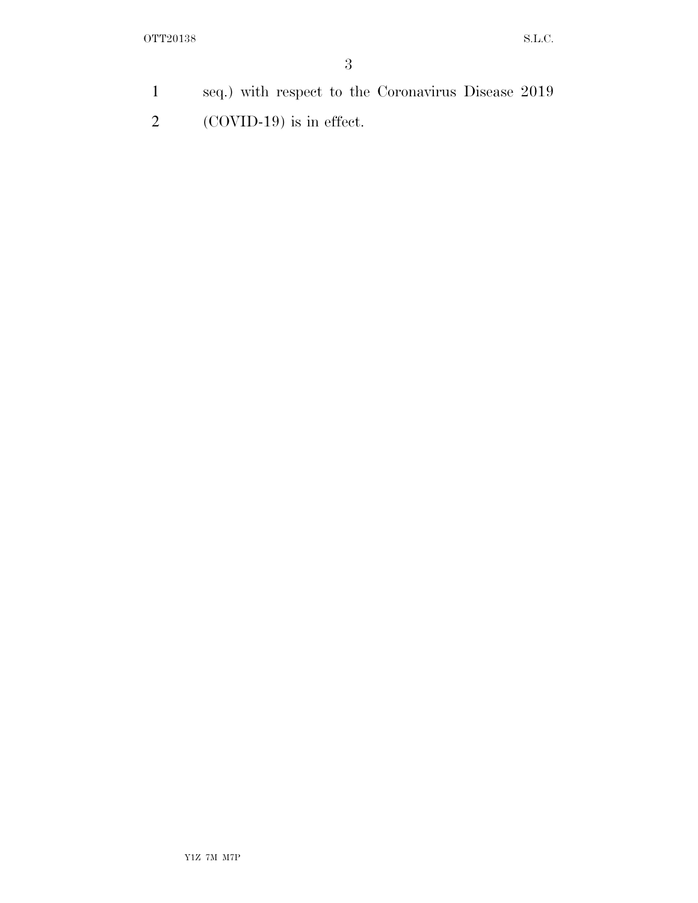seq.) with respect to the Coronavirus Disease 2019 (COVID-19) is in effect.